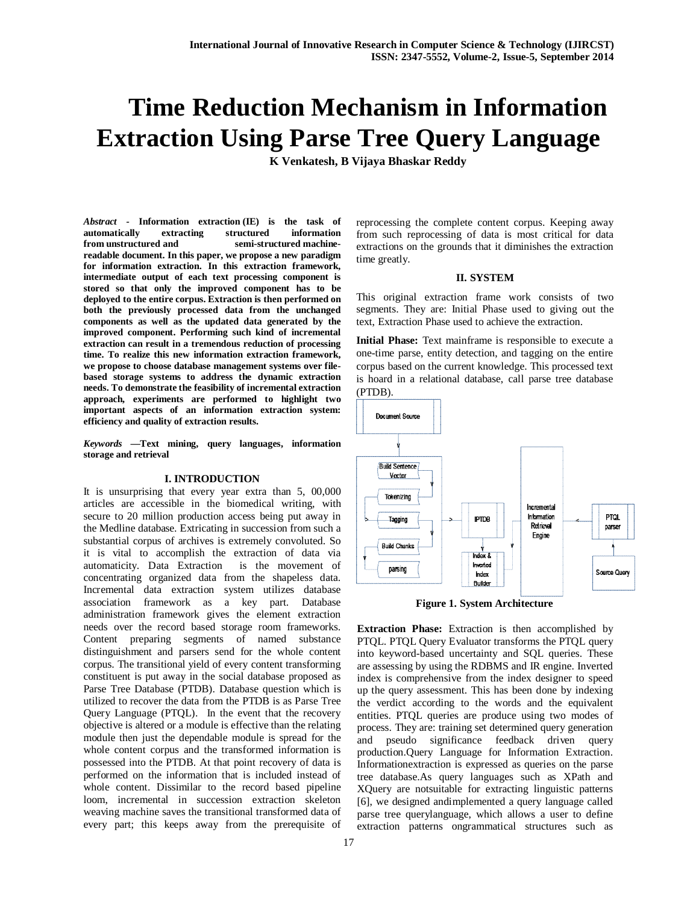# Time Reduction Mechanism in Information Extraction Using Parse Tree Query Language

**K Venkatesh, B Vijaya Bhaskar Reddy**

***Abstract* - Information extraction (IE) is the task of automatically extracting structured information from unstructured and semi-structured machine-readable document. In this paper, we propose a new paradigm for information extraction. In this extraction framework, intermediate output of each text processing component is stored so that only the improved component has to be deployed to the entire corpus. Extraction is then performed on both the previously processed data from the unchanged components as well as the updated data generated by the improved component. Performing such kind of incremental extraction can result in a tremendous reduction of processing time. To realize this new information extraction framework, we propose to choose database management systems over file-based storage systems to address the dynamic extraction needs. To demonstrate the feasibility of incremental extraction approach, experiments are performed to highlight two important aspects of an information extraction system: efficiency and quality of extraction results.**

***Keywords* —Text mining, query languages, information storage and retrieval**

## I. INTRODUCTION

It is unsurprising that every year extra than 5, 00,000 articles are accessible in the biomedical writing, with secure to 20 million production access being put away in the Medline database. Extricating in succession from such a substantial corpus of archives is extremely convoluted. So it is vital to accomplish the extraction of data via automaticity. Data Extraction is the movement of concentrating organized data from the shapeless data. Incremental data extraction system utilizes database association framework as a key part. Database administration framework gives the element extraction needs over the record based storage room frameworks. Content preparing segments of named substance distinguishment and parsers send for the whole content corpus. The transitional yield of every content transforming constituent is put away in the social database proposed as Parse Tree Database (PTDB). Database question which is utilized to recover the data from the PTDB is as Parse Tree Query Language (PTQL). In the event that the recovery objective is altered or a module is effective than the relating module then just the dependable module is spread for the whole content corpus and the transformed information is possessed into the PTDB. At that point recovery of data is performed on the information that is included instead of whole content. Dissimilar to the record based pipeline loom, incremental in succession extraction skeleton weaving machine saves the transitional transformed data of every part; this keeps away from the prerequisite of reprocessing the complete content corpus. Keeping away from such reprocessing of data is most critical for data extractions on the grounds that it diminishes the extraction time greatly.

## II. SYSTEM

This original extraction frame work consists of two segments. They are: Initial Phase used to giving out the text, Extraction Phase used to achieve the extraction.

**Initial Phase:** Text mainframe is responsible to execute a one-time parse, entity detection, and tagging on the entire corpus based on the current knowledge. This processed text is hoard in a relational database, call parse tree database (PTDB).

**Figure 1. System Architecture**

**Extraction Phase:** Extraction is then accomplished by PTQL. PTQL Query Evaluator transforms the PTQL query into keyword-based uncertainty and SQL queries. These are assessing by using the RDBMS and IR engine. Inverted index is comprehensive from the index designer to speed up the query assessment. This has been done by indexing the verdict according to the words and the equivalent entities. PTQL queries are produce using two modes of process. They are: training set determined query generation and pseudo significance feedback driven query production.Query Language for Information Extraction. Informationextraction is expressed as queries on the parse tree database.As query languages such as XPath and XQuery are notsuitable for extracting linguistic patterns [6], we designed andimplemented a query language called parse tree querylanguage, which allows a user to define extraction patterns ongrammatical structures such as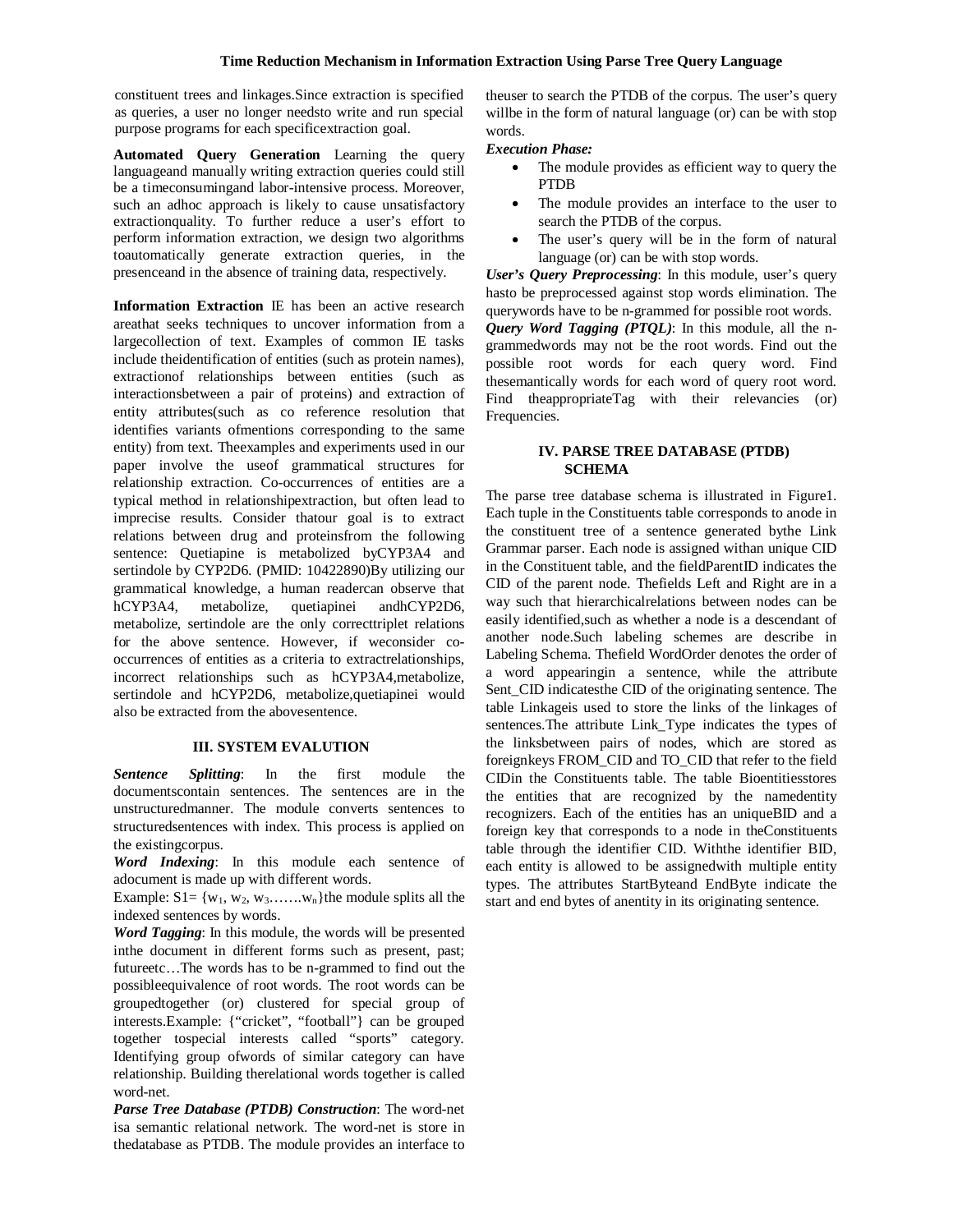constituent trees and linkages.Since extraction is specified as queries, a user no longer needsto write and run special purpose programs for each specificextraction goal.

**Automated Query Generation** Learning the query languageand manually writing extraction queries could still be a timeconsumingand labor-intensive process. Moreover, such an adhoc approach is likely to cause unsatisfactory extractionquality. To further reduce a user's effort to perform information extraction, we design two algorithms toautomatically generate extraction queries, in the presenceand in the absence of training data, respectively.

**Information Extraction** IE has been an active research areathat seeks techniques to uncover information from a largecollection of text. Examples of common IE tasks include theidentification of entities (such as protein names), extractionof relationships between entities (such as interactionsbetween a pair of proteins) and extraction of entity attributes(such as co reference resolution that identifies variants ofmentions corresponding to the same entity) from text. Theexamples and experiments used in our paper involve the useof grammatical structures for relationship extraction. Co-occurrences of entities are a typical method in relationshipextraction, but often lead to imprecise results. Consider thatour goal is to extract relations between drug and proteinsfrom the following sentence: Quetiapine is metabolized byCYP3A4 and sertindole by CYP2D6. (PMID: 10422890)By utilizing our grammatical knowledge, a human readercan observe that hCYP3A4, metabolize, quetiapinei andhCYP2D6, metabolize, sertindole are the only correcttriplet relations for the above sentence. However, if weconsider co-occurrences of entities as a criteria to extractrelationships, incorrect relationships such as hCYP3A4,metabolize, sertindole and hCYP2D6, metabolize,quetiapinei would also be extracted from the abovesentence.

## III. SYSTEM EVALUTION

***Sentence Splitting***: In the first module the documentscontain sentences. The sentences are in the unstructuredmanner. The module converts sentences to structuredsentences with index. This process is applied on the existingcorpus.

***Word Indexing***: In this module each sentence of adocument is made up with different words.

Example: $S1= \{w_1, w_2, w_3 \ldots\ldots w_n\}$the module splits all the indexed sentences by words.

***Word Tagging***: In this module, the words will be presented inthe document in different forms such as present, past; futureetc…The words has to be n-grammed to find out the possibleequivalence of root words. The root words can be groupedtogether (or) clustered for special group of interests.Example: {"cricket", "football"} can be grouped together tospecial interests called "sports" category. Identifying group ofwords of similar category can have relationship. Building therelational words together is called word-net.

***Parse Tree Database (PTDB) Construction***: The word-net isa semantic relational network. The word-net is store in thedatabase as PTDB. The module provides an interface to theuser to search the PTDB of the corpus. The user's query willbe in the form of natural language (or) can be with stop words.

***Execution Phase:***

- The module provides as efficient way to query the PTDB
- The module provides an interface to the user to search the PTDB of the corpus.
- The user's query will be in the form of natural language (or) can be with stop words.

***User's Query Preprocessing***: In this module, user's query hasto be preprocessed against stop words elimination. The querywords have to be n-grammed for possible root words.

***Query Word Tagging (PTQL)***: In this module, all the n-grammedwords may not be the root words. Find out the possible root words for each query word. Find thesemantically words for each word of query root word. Find theappropriateTag with their relevancies (or) Frequencies.

## IV. PARSE TREE DATABASE (PTDB) SCHEMA

The parse tree database schema is illustrated in Figure1. Each tuple in the Constituents table corresponds to anode in the constituent tree of a sentence generated bythe Link Grammar parser. Each node is assigned withan unique CID in the Constituent table, and the fieldParentID indicates the CID of the parent node. Thefields Left and Right are in a way such that hierarchicalrelations between nodes can be easily identified,such as whether a node is a descendant of another node.Such labeling schemes are describe in Labeling Schema. Thefield WordOrder denotes the order of a word appearingin a sentence, while the attribute Sent_CID indicatesthe CID of the originating sentence. The table Linkageis used to store the links of the linkages of sentences.The attribute Link_Type indicates the types of the linksbetween pairs of nodes, which are stored as foreignkeys FROM_CID and TO_CID that refer to the field CIDin the Constituents table. The table Bioentitiesstores the entities that are recognized by the namedentity recognizers. Each of the entities has an uniqueBID and a foreign key that corresponds to a node in theConstituents table through the identifier CID. Withthe identifier BID, each entity is allowed to be assignedwith multiple entity types. The attributes StartByteand EndByte indicate the start and end bytes of anentity in its originating sentence.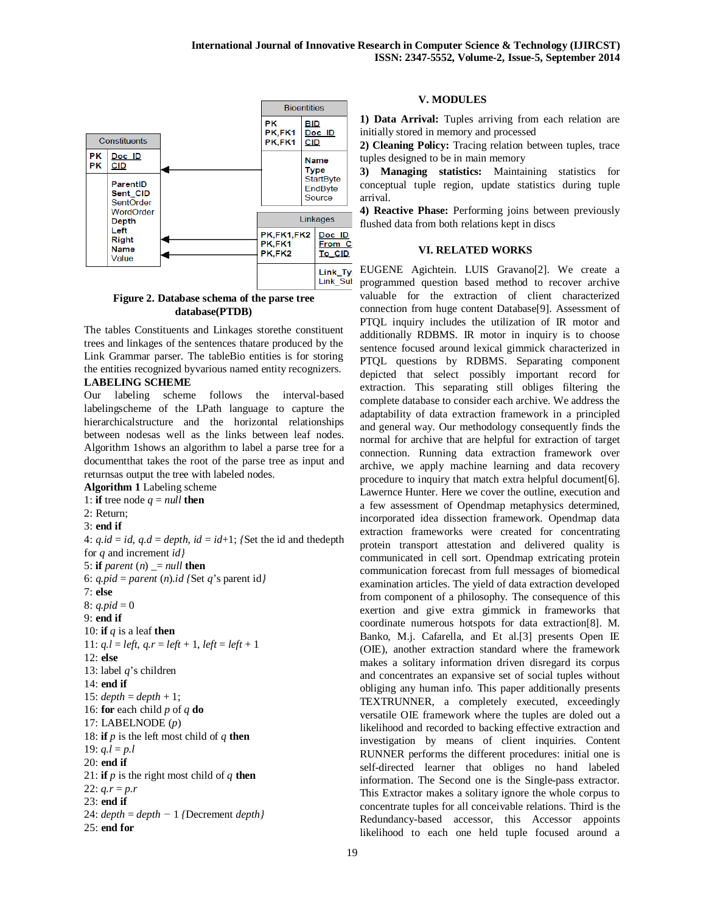Figure 2. Database schema of the parse tree database(PTDB)

The tables Constituents and Linkages storethe constituent trees and linkages of the sentences thatare produced by the Link Grammar parser. The tableBio entities is for storing the entities recognized byvarious named entity recognizers.

**LABELING SCHEME**

Our labeling scheme follows the interval-based labelingscheme of the LPath language to capture the hierarchicalstructure and the horizontal relationships between nodesas well as the links between leaf nodes. Algorithm 1shows an algorithm to label a parse tree for a documentthat takes the root of the parse tree as input and returnsas output the tree with labeled nodes.

**Algorithm 1** Labeling scheme

1: **if** tree node $q = null$ **then**
2: Return;
3: **end if**
4: $q.id = id$, $q.d = depth$, $id = id$+1; {Set the id and thedepth for $q$ and increment $id$}
5: **if** $parent$ ($n$) _= $null$ **then**
6: $q.pid = parent$ ($n$).$id$ {Set $q$'s parent id}
7: **else**
8: $q.pid$ = 0
9: **end if**
10: **if** $q$ is a leaf **then**
11: $q.l = left$, $q.r = left$ + 1, $left = left$ + 1
12: **else**
13: label $q$'s children
14: **end if**
15: $depth = depth$ + 1;
16: **for** each child $p$ of $q$ **do**
17: LABELNODE ($p$)
18: **if** $p$ is the left most child of $q$ **then**
19: $q.l = p.l$
20: **end if**
21: **if** $p$ is the right most child of $q$ **then**
22: $q.r = p.r$
23: **end if**
24: $depth = depth$ − 1 {Decrement $depth$}
25: **end for**

## V. MODULES

**1) Data Arrival:** Tuples arriving from each relation are initially stored in memory and processed

**2) Cleaning Policy:** Tracing relation between tuples, trace tuples designed to be in main memory

**3) Managing statistics:** Maintaining statistics for conceptual tuple region, update statistics during tuple arrival.

**4) Reactive Phase:** Performing joins between previously flushed data from both relations kept in discs

## VI. RELATED WORKS

EUGENE Agichtein. LUIS Gravano[2]. We create a programmed question based method to recover archive valuable for the extraction of client characterized connection from huge content Database[9]. Assessment of PTQL inquiry includes the utilization of IR motor and additionally RDBMS. IR motor in inquiry is to choose sentence focused around lexical gimmick characterized in PTQL questions by RDBMS. Separating component depicted that select possibly important record for extraction. This separating still obliges filtering the complete database to consider each archive. We address the adaptability of data extraction framework in a principled and general way. Our methodology consequently finds the normal for archive that are helpful for extraction of target connection. Running data extraction framework over archive, we apply machine learning and data recovery procedure to inquiry that match extra helpful document[6]. Lawernce Hunter. Here we cover the outline, execution and a few assessment of Opendmap metaphysics determined, incorporated idea dissection framework. Opendmap data extraction frameworks were created for concentrating protein transport attestation and delivered quality is communicated in cell sort. Opendmap extricating protein communication forecast from full messages of biomedical examination articles. The yield of data extraction developed from component of a philosophy. The consequence of this exertion and give extra gimmick in frameworks that coordinate numerous hotspots for data extraction[8]. M. Banko, M.j. Cafarella, and Et al.[3] presents Open IE (OIE), another extraction standard where the framework makes a solitary information driven disregard its corpus and concentrates an expansive set of social tuples without obliging any human info. This paper additionally presents TEXTRUNNER, a completely executed, exceedingly versatile OIE framework where the tuples are doled out a likelihood and recorded to backing effective extraction and investigation by means of client inquiries. Content RUNNER performs the different procedures: initial one is self-directed learner that obliges no hand labeled information. The Second one is the Single-pass extractor. This Extractor makes a solitary ignore the whole corpus to concentrate tuples for all conceivable relations. Third is the Redundancy-based accessor, this Accessor appoints likelihood to each one held tuple focused around a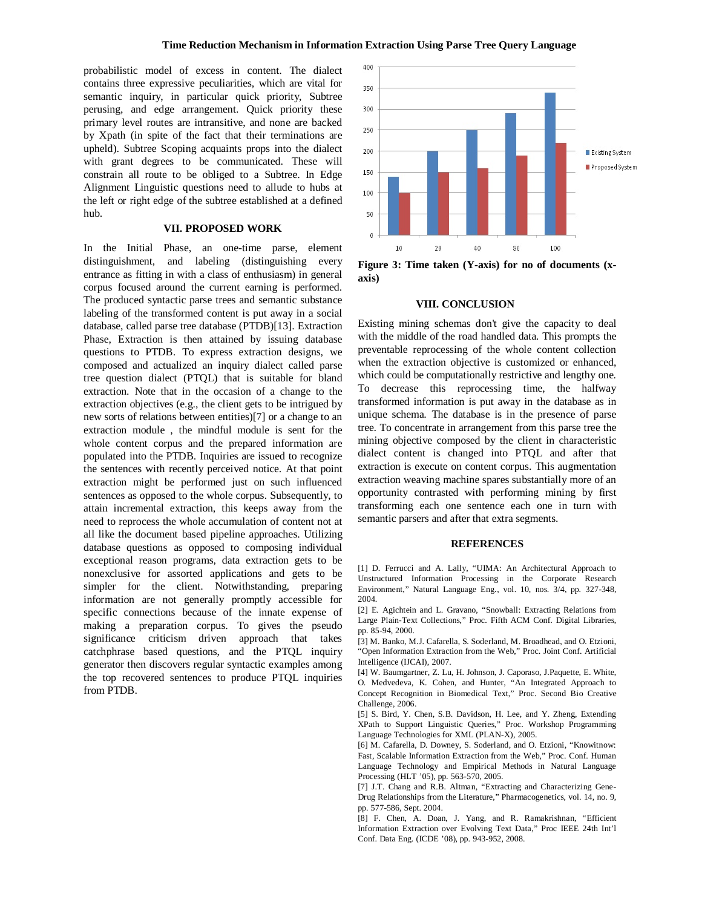probabilistic model of excess in content. The dialect contains three expressive peculiarities, which are vital for semantic inquiry, in particular quick priority, Subtree perusing, and edge arrangement. Quick priority these primary level routes are intransitive, and none are backed by Xpath (in spite of the fact that their terminations are upheld). Subtree Scoping acquaints props into the dialect with grant degrees to be communicated. These will constrain all route to be obliged to a Subtree. In Edge Alignment Linguistic questions need to allude to hubs at the left or right edge of the subtree established at a defined hub.

## VII. PROPOSED WORK

In the Initial Phase, an one-time parse, element distinguishment, and labeling (distinguishing every entrance as fitting in with a class of enthusiasm) in general corpus focused around the current earning is performed. The produced syntactic parse trees and semantic substance labeling of the transformed content is put away in a social database, called parse tree database (PTDB)[13]. Extraction Phase, Extraction is then attained by issuing database questions to PTDB. To express extraction designs, we composed and actualized an inquiry dialect called parse tree question dialect (PTQL) that is suitable for bland extraction. Note that in the occasion of a change to the extraction objectives (e.g., the client gets to be intrigued by new sorts of relations between entities)[7] or a change to an extraction module , the mindful module is sent for the whole content corpus and the prepared information are populated into the PTDB. Inquiries are issued to recognize the sentences with recently perceived notice. At that point extraction might be performed just on such influenced sentences as opposed to the whole corpus. Subsequently, to attain incremental extraction, this keeps away from the need to reprocess the whole accumulation of content not at all like the document based pipeline approaches. Utilizing database questions as opposed to composing individual exceptional reason programs, data extraction gets to be nonexclusive for assorted applications and gets to be simpler for the client. Notwithstanding, preparing information are not generally promptly accessible for specific connections because of the innate expense of making a preparation corpus. To gives the pseudo significance criticism driven approach that takes catchphrase based questions, and the PTQL inquiry generator then discovers regular syntactic examples among the top recovered sentences to produce PTQL inquiries from PTDB.

**Figure 3: Time taken (Y-axis) for no of documents (x-axis)**

## VIII. CONCLUSION

Existing mining schemas don't give the capacity to deal with the middle of the road handled data. This prompts the preventable reprocessing of the whole content collection when the extraction objective is customized or enhanced, which could be computationally restrictive and lengthy one. To decrease this reprocessing time, the halfway transformed information is put away in the database as in unique schema. The database is in the presence of parse tree. To concentrate in arrangement from this parse tree the mining objective composed by the client in characteristic dialect content is changed into PTQL and after that extraction is execute on content corpus. This augmentation extraction weaving machine spares substantially more of an opportunity contrasted with performing mining by first transforming each one sentence each one in turn with semantic parsers and after that extra segments.

## REFERENCES

[1] D. Ferrucci and A. Lally, "UIMA: An Architectural Approach to Unstructured Information Processing in the Corporate Research Environment," Natural Language Eng., vol. 10, nos. 3/4, pp. 327-348, 2004.

[2] E. Agichtein and L. Gravano, "Snowball: Extracting Relations from Large Plain-Text Collections," Proc. Fifth ACM Conf. Digital Libraries, pp. 85-94, 2000.

[3] M. Banko, M.J. Cafarella, S. Soderland, M. Broadhead, and O. Etzioni, "Open Information Extraction from the Web," Proc. Joint Conf. Artificial Intelligence (IJCAI), 2007.

[4] W. Baumgartner, Z. Lu, H. Johnson, J. Caporaso, J.Paquette, E. White, O. Medvedeva, K. Cohen, and Hunter, "An Integrated Approach to Concept Recognition in Biomedical Text," Proc. Second Bio Creative Challenge, 2006.

[5] S. Bird, Y. Chen, S.B. Davidson, H. Lee, and Y. Zheng, Extending XPath to Support Linguistic Queries," Proc. Workshop Programming Language Technologies for XML (PLAN-X), 2005.

[6] M. Cafarella, D. Downey, S. Soderland, and O. Etzioni, "Knowitnow: Fast, Scalable Information Extraction from the Web," Proc. Conf. Human Language Technology and Empirical Methods in Natural Language Processing (HLT '05), pp. 563-570, 2005.

[7] J.T. Chang and R.B. Altman, "Extracting and Characterizing Gene-Drug Relationships from the Literature," Pharmacogenetics, vol. 14, no. 9, pp. 577-586, Sept. 2004.

[8] F. Chen, A. Doan, J. Yang, and R. Ramakrishnan, "Efficient Information Extraction over Evolving Text Data," Proc IEEE 24th Int'l Conf. Data Eng. (ICDE '08), pp. 943-952, 2008.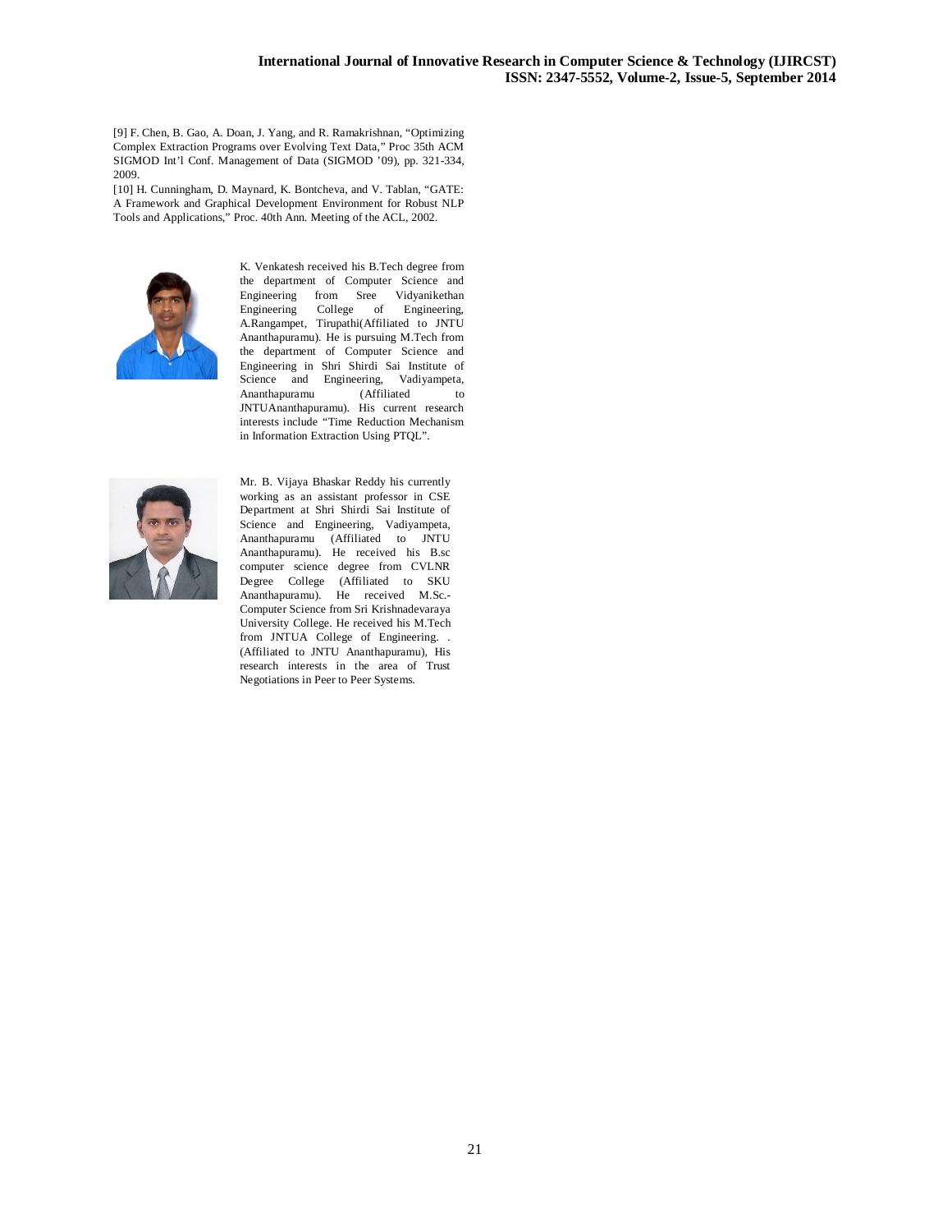[9] F. Chen, B. Gao, A. Doan, J. Yang, and R. Ramakrishnan, "Optimizing Complex Extraction Programs over Evolving Text Data," Proc 35th ACM SIGMOD Int'l Conf. Management of Data (SIGMOD '09), pp. 321-334, 2009.

[10] H. Cunningham, D. Maynard, K. Bontcheva, and V. Tablan, "GATE: A Framework and Graphical Development Environment for Robust NLP Tools and Applications," Proc. 40th Ann. Meeting of the ACL, 2002.

K. Venkatesh received his B.Tech degree from the department of Computer Science and Engineering from Sree Vidyanikethan Engineering College of Engineering, A.Rangampet, Tirupathi(Affiliated to JNTU Ananthapuramu). He is pursuing M.Tech from the department of Computer Science and Engineering in Shri Shirdi Sai Institute of Science and Engineering, Vadiyampeta, Ananthapuramu (Affiliated to JNTUAnanthapuramu). His current research interests include "Time Reduction Mechanism in Information Extraction Using PTQL".

Mr. B. Vijaya Bhaskar Reddy his currently working as an assistant professor in CSE Department at Shri Shirdi Sai Institute of Science and Engineering, Vadiyampeta, Ananthapuramu (Affiliated to JNTU Ananthapuramu). He received his B.sc computer science degree from CVLNR Degree College (Affiliated to SKU Ananthapuramu). He received M.Sc.- Computer Science from Sri Krishnadevaraya University College. He received his M.Tech from JNTUA College of Engineering. . (Affiliated to JNTU Ananthapuramu), His research interests in the area of Trust Negotiations in Peer to Peer Systems.